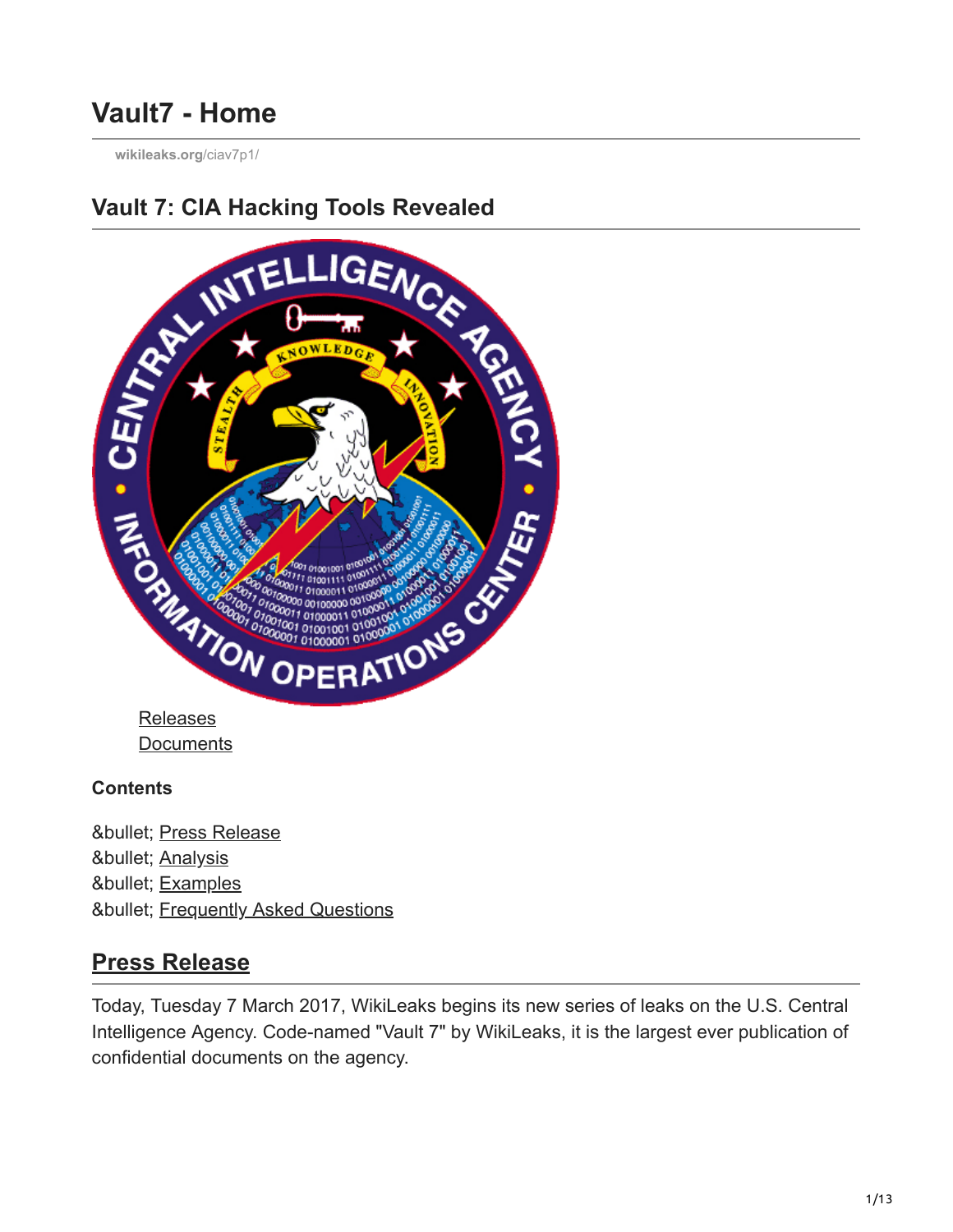# Vault7 - Home

wikileaks.org/ciav7p1/

## Vault 7: CIA Hacking Tools Revealed

Releases
Documents

**Contents**

&bullet; Press Release
&bullet; Analysis
&bullet; Examples
&bullet; Frequently Asked Questions

## Press Release

Today, Tuesday 7 March 2017, WikiLeaks begins its new series of leaks on the U.S. Central Intelligence Agency. Code-named "Vault 7" by WikiLeaks, it is the largest ever publication of confidential documents on the agency.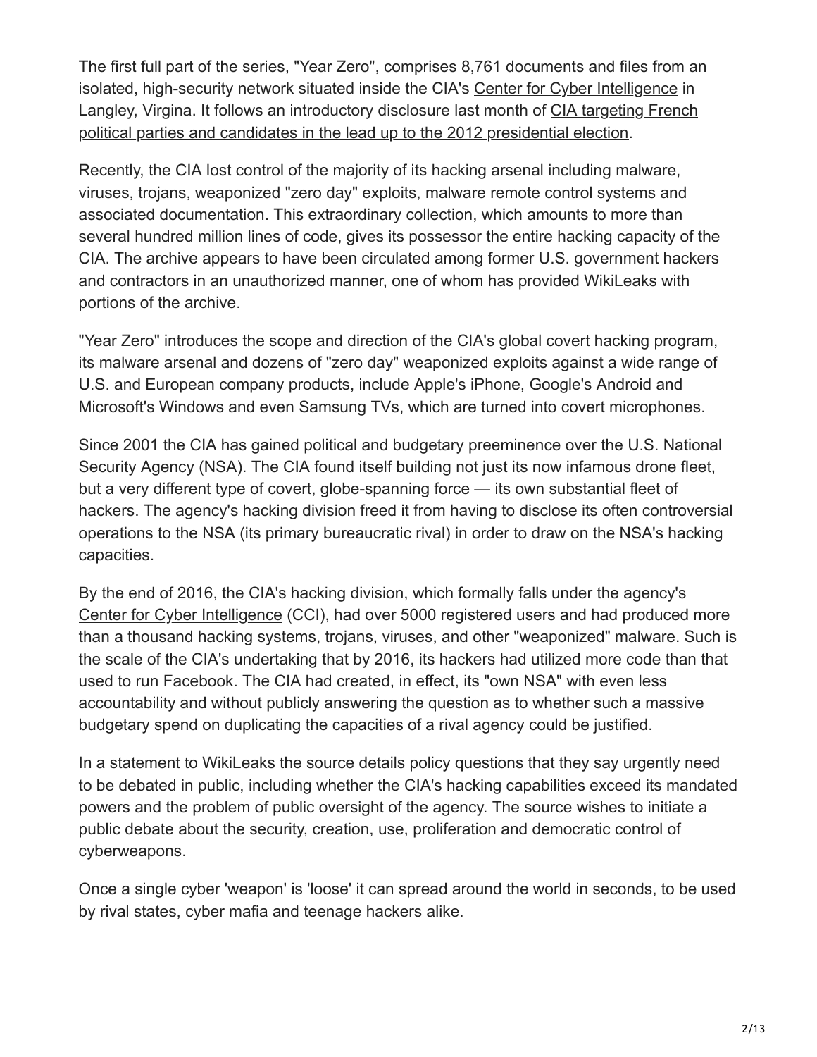The first full part of the series, "Year Zero", comprises 8,761 documents and files from an isolated, high-security network situated inside the CIA's Center for Cyber Intelligence in Langley, Virgina. It follows an introductory disclosure last month of CIA targeting French political parties and candidates in the lead up to the 2012 presidential election.

Recently, the CIA lost control of the majority of its hacking arsenal including malware, viruses, trojans, weaponized "zero day" exploits, malware remote control systems and associated documentation. This extraordinary collection, which amounts to more than several hundred million lines of code, gives its possessor the entire hacking capacity of the CIA. The archive appears to have been circulated among former U.S. government hackers and contractors in an unauthorized manner, one of whom has provided WikiLeaks with portions of the archive.

"Year Zero" introduces the scope and direction of the CIA's global covert hacking program, its malware arsenal and dozens of "zero day" weaponized exploits against a wide range of U.S. and European company products, include Apple's iPhone, Google's Android and Microsoft's Windows and even Samsung TVs, which are turned into covert microphones.

Since 2001 the CIA has gained political and budgetary preeminence over the U.S. National Security Agency (NSA). The CIA found itself building not just its now infamous drone fleet, but a very different type of covert, globe-spanning force — its own substantial fleet of hackers. The agency's hacking division freed it from having to disclose its often controversial operations to the NSA (its primary bureaucratic rival) in order to draw on the NSA's hacking capacities.

By the end of 2016, the CIA's hacking division, which formally falls under the agency's Center for Cyber Intelligence (CCI), had over 5000 registered users and had produced more than a thousand hacking systems, trojans, viruses, and other "weaponized" malware. Such is the scale of the CIA's undertaking that by 2016, its hackers had utilized more code than that used to run Facebook. The CIA had created, in effect, its "own NSA" with even less accountability and without publicly answering the question as to whether such a massive budgetary spend on duplicating the capacities of a rival agency could be justified.

In a statement to WikiLeaks the source details policy questions that they say urgently need to be debated in public, including whether the CIA's hacking capabilities exceed its mandated powers and the problem of public oversight of the agency. The source wishes to initiate a public debate about the security, creation, use, proliferation and democratic control of cyberweapons.

Once a single cyber 'weapon' is 'loose' it can spread around the world in seconds, to be used by rival states, cyber mafia and teenage hackers alike.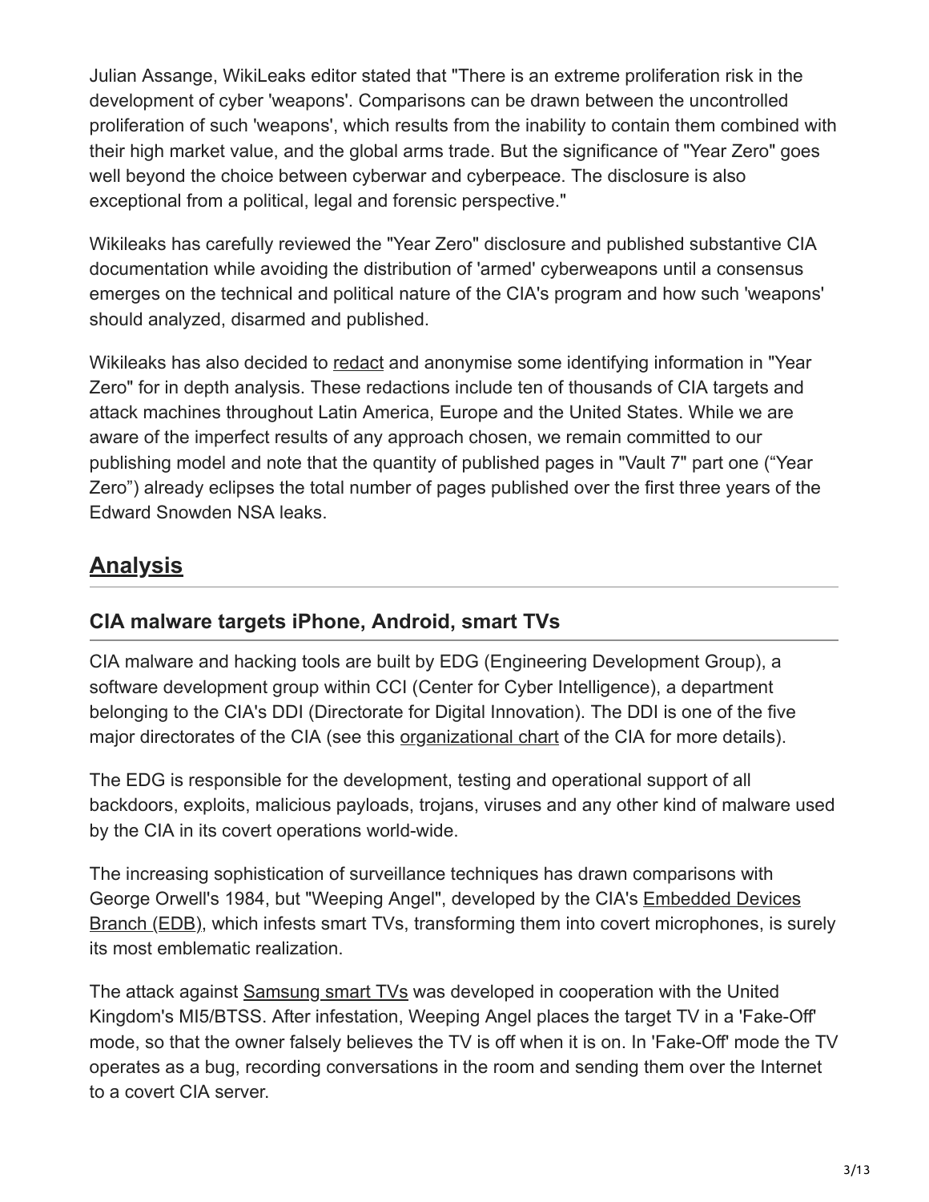Julian Assange, WikiLeaks editor stated that "There is an extreme proliferation risk in the development of cyber 'weapons'. Comparisons can be drawn between the uncontrolled proliferation of such 'weapons', which results from the inability to contain them combined with their high market value, and the global arms trade. But the significance of "Year Zero" goes well beyond the choice between cyberwar and cyberpeace. The disclosure is also exceptional from a political, legal and forensic perspective."

Wikileaks has carefully reviewed the "Year Zero" disclosure and published substantive CIA documentation while avoiding the distribution of 'armed' cyberweapons until a consensus emerges on the technical and political nature of the CIA's program and how such 'weapons' should analyzed, disarmed and published.

Wikileaks has also decided to redact and anonymise some identifying information in "Year Zero" for in depth analysis. These redactions include ten of thousands of CIA targets and attack machines throughout Latin America, Europe and the United States. While we are aware of the imperfect results of any approach chosen, we remain committed to our publishing model and note that the quantity of published pages in "Vault 7" part one ("Year Zero") already eclipses the total number of pages published over the first three years of the Edward Snowden NSA leaks.

## Analysis

### CIA malware targets iPhone, Android, smart TVs

CIA malware and hacking tools are built by EDG (Engineering Development Group), a software development group within CCI (Center for Cyber Intelligence), a department belonging to the CIA's DDI (Directorate for Digital Innovation). The DDI is one of the five major directorates of the CIA (see this organizational chart of the CIA for more details).

The EDG is responsible for the development, testing and operational support of all backdoors, exploits, malicious payloads, trojans, viruses and any other kind of malware used by the CIA in its covert operations world-wide.

The increasing sophistication of surveillance techniques has drawn comparisons with George Orwell's 1984, but "Weeping Angel", developed by the CIA's Embedded Devices Branch (EDB), which infests smart TVs, transforming them into covert microphones, is surely its most emblematic realization.

The attack against Samsung smart TVs was developed in cooperation with the United Kingdom's MI5/BTSS. After infestation, Weeping Angel places the target TV in a 'Fake-Off' mode, so that the owner falsely believes the TV is off when it is on. In 'Fake-Off' mode the TV operates as a bug, recording conversations in the room and sending them over the Internet to a covert CIA server.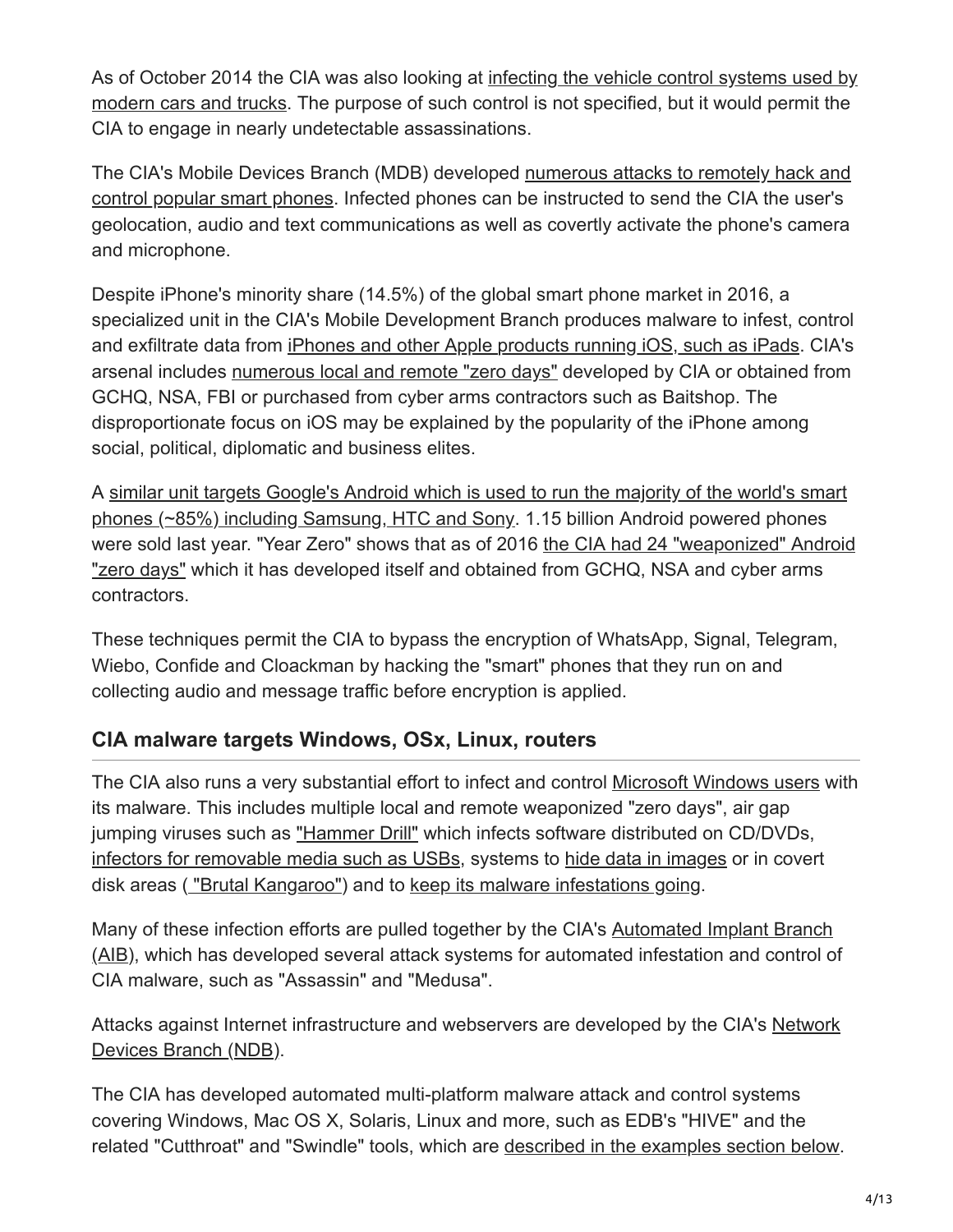As of October 2014 the CIA was also looking at infecting the vehicle control systems used by modern cars and trucks. The purpose of such control is not specified, but it would permit the CIA to engage in nearly undetectable assassinations.

The CIA's Mobile Devices Branch (MDB) developed numerous attacks to remotely hack and control popular smart phones. Infected phones can be instructed to send the CIA the user's geolocation, audio and text communications as well as covertly activate the phone's camera and microphone.

Despite iPhone's minority share (14.5%) of the global smart phone market in 2016, a specialized unit in the CIA's Mobile Development Branch produces malware to infest, control and exfiltrate data from iPhones and other Apple products running iOS, such as iPads. CIA's arsenal includes numerous local and remote "zero days" developed by CIA or obtained from GCHQ, NSA, FBI or purchased from cyber arms contractors such as Baitshop. The disproportionate focus on iOS may be explained by the popularity of the iPhone among social, political, diplomatic and business elites.

A similar unit targets Google's Android which is used to run the majority of the world's smart phones (~85%) including Samsung, HTC and Sony. 1.15 billion Android powered phones were sold last year. "Year Zero" shows that as of 2016 the CIA had 24 "weaponized" Android "zero days" which it has developed itself and obtained from GCHQ, NSA and cyber arms contractors.

These techniques permit the CIA to bypass the encryption of WhatsApp, Signal, Telegram, Wiebo, Confide and Cloackman by hacking the "smart" phones that they run on and collecting audio and message traffic before encryption is applied.

## CIA malware targets Windows, OSx, Linux, routers

The CIA also runs a very substantial effort to infect and control Microsoft Windows users with its malware. This includes multiple local and remote weaponized "zero days", air gap jumping viruses such as "Hammer Drill" which infects software distributed on CD/DVDs, infectors for removable media such as USBs, systems to hide data in images or in covert disk areas ( "Brutal Kangaroo") and to keep its malware infestations going.

Many of these infection efforts are pulled together by the CIA's Automated Implant Branch (AIB), which has developed several attack systems for automated infestation and control of CIA malware, such as "Assassin" and "Medusa".

Attacks against Internet infrastructure and webservers are developed by the CIA's Network Devices Branch (NDB).

The CIA has developed automated multi-platform malware attack and control systems covering Windows, Mac OS X, Solaris, Linux and more, such as EDB's "HIVE" and the related "Cutthroat" and "Swindle" tools, which are described in the examples section below.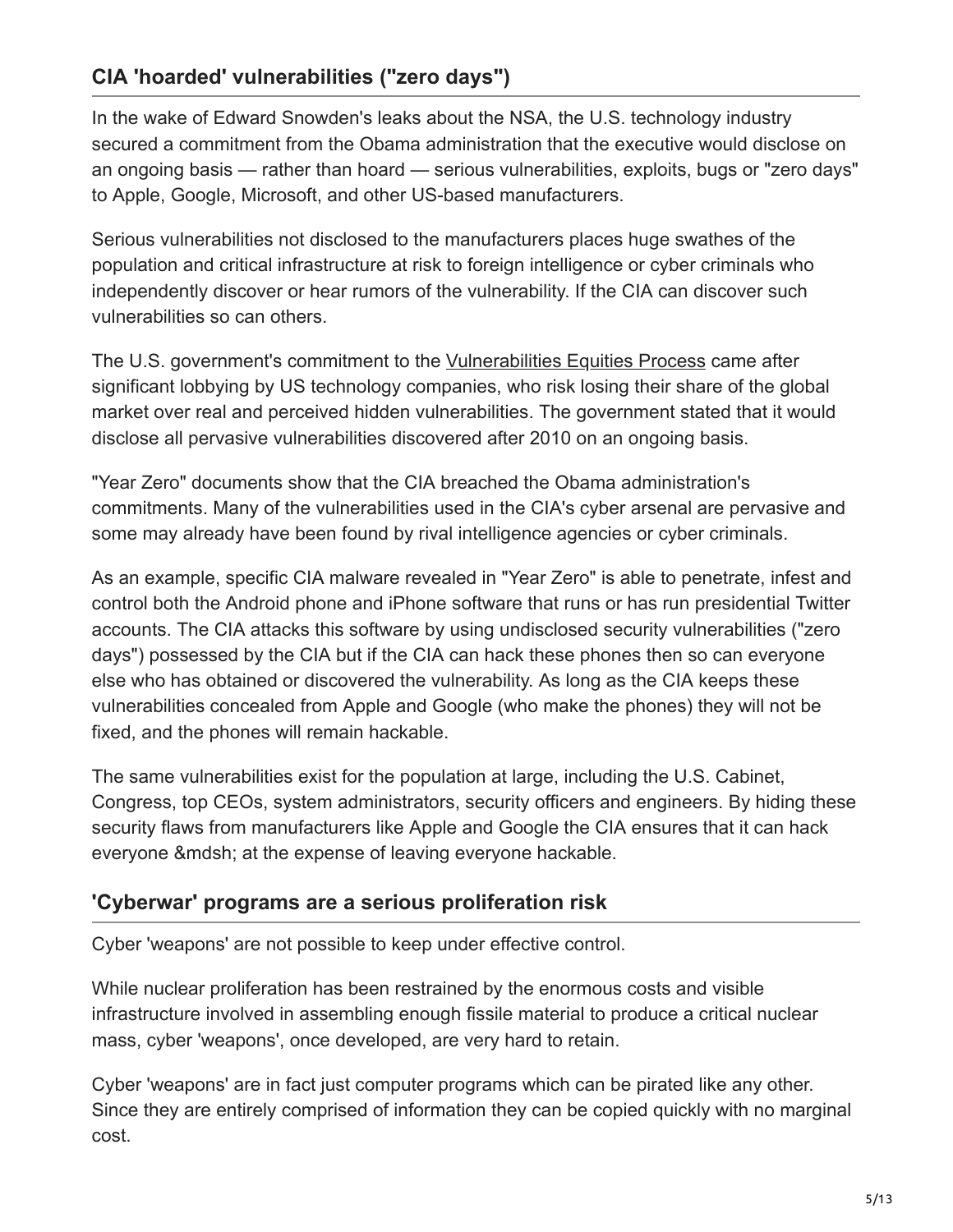## CIA 'hoarded' vulnerabilities ("zero days")

In the wake of Edward Snowden's leaks about the NSA, the U.S. technology industry secured a commitment from the Obama administration that the executive would disclose on an ongoing basis — rather than hoard — serious vulnerabilities, exploits, bugs or "zero days" to Apple, Google, Microsoft, and other US-based manufacturers.

Serious vulnerabilities not disclosed to the manufacturers places huge swathes of the population and critical infrastructure at risk to foreign intelligence or cyber criminals who independently discover or hear rumors of the vulnerability. If the CIA can discover such vulnerabilities so can others.

The U.S. government's commitment to the Vulnerabilities Equities Process came after significant lobbying by US technology companies, who risk losing their share of the global market over real and perceived hidden vulnerabilities. The government stated that it would disclose all pervasive vulnerabilities discovered after 2010 on an ongoing basis.

"Year Zero" documents show that the CIA breached the Obama administration's commitments. Many of the vulnerabilities used in the CIA's cyber arsenal are pervasive and some may already have been found by rival intelligence agencies or cyber criminals.

As an example, specific CIA malware revealed in "Year Zero" is able to penetrate, infest and control both the Android phone and iPhone software that runs or has run presidential Twitter accounts. The CIA attacks this software by using undisclosed security vulnerabilities ("zero days") possessed by the CIA but if the CIA can hack these phones then so can everyone else who has obtained or discovered the vulnerability. As long as the CIA keeps these vulnerabilities concealed from Apple and Google (who make the phones) they will not be fixed, and the phones will remain hackable.

The same vulnerabilities exist for the population at large, including the U.S. Cabinet, Congress, top CEOs, system administrators, security officers and engineers. By hiding these security flaws from manufacturers like Apple and Google the CIA ensures that it can hack everyone &mdsh; at the expense of leaving everyone hackable.

## 'Cyberwar' programs are a serious proliferation risk

Cyber 'weapons' are not possible to keep under effective control.

While nuclear proliferation has been restrained by the enormous costs and visible infrastructure involved in assembling enough fissile material to produce a critical nuclear mass, cyber 'weapons', once developed, are very hard to retain.

Cyber 'weapons' are in fact just computer programs which can be pirated like any other. Since they are entirely comprised of information they can be copied quickly with no marginal cost.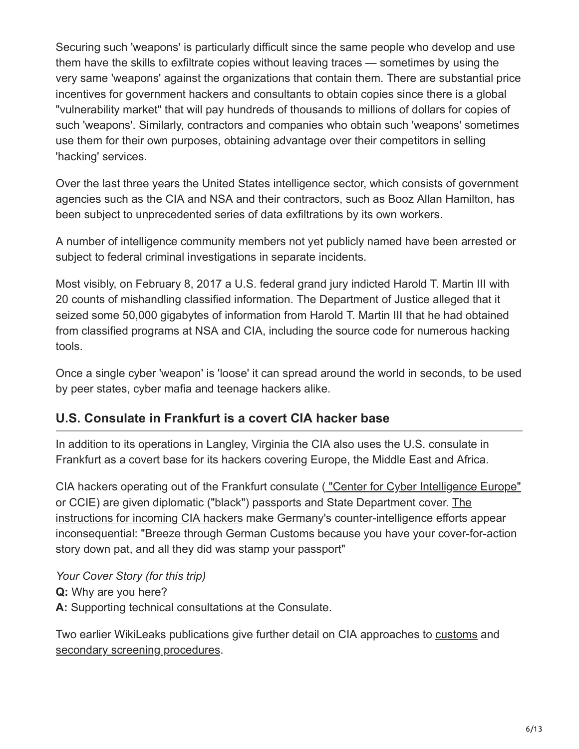Securing such 'weapons' is particularly difficult since the same people who develop and use them have the skills to exfiltrate copies without leaving traces — sometimes by using the very same 'weapons' against the organizations that contain them. There are substantial price incentives for government hackers and consultants to obtain copies since there is a global "vulnerability market" that will pay hundreds of thousands to millions of dollars for copies of such 'weapons'. Similarly, contractors and companies who obtain such 'weapons' sometimes use them for their own purposes, obtaining advantage over their competitors in selling 'hacking' services.

Over the last three years the United States intelligence sector, which consists of government agencies such as the CIA and NSA and their contractors, such as Booz Allan Hamilton, has been subject to unprecedented series of data exfiltrations by its own workers.

A number of intelligence community members not yet publicly named have been arrested or subject to federal criminal investigations in separate incidents.

Most visibly, on February 8, 2017 a U.S. federal grand jury indicted Harold T. Martin III with 20 counts of mishandling classified information. The Department of Justice alleged that it seized some 50,000 gigabytes of information from Harold T. Martin III that he had obtained from classified programs at NSA and CIA, including the source code for numerous hacking tools.

Once a single cyber 'weapon' is 'loose' it can spread around the world in seconds, to be used by peer states, cyber mafia and teenage hackers alike.

## U.S. Consulate in Frankfurt is a covert CIA hacker base

In addition to its operations in Langley, Virginia the CIA also uses the U.S. consulate in Frankfurt as a covert base for its hackers covering Europe, the Middle East and Africa.

CIA hackers operating out of the Frankfurt consulate ( "Center for Cyber Intelligence Europe" or CCIE) are given diplomatic ("black") passports and State Department cover. The instructions for incoming CIA hackers make Germany's counter-intelligence efforts appear inconsequential: "Breeze through German Customs because you have your cover-for-action story down pat, and all they did was stamp your passport"

*Your Cover Story (for this trip)*
**Q:** Why are you here?
**A:** Supporting technical consultations at the Consulate.

Two earlier WikiLeaks publications give further detail on CIA approaches to customs and secondary screening procedures.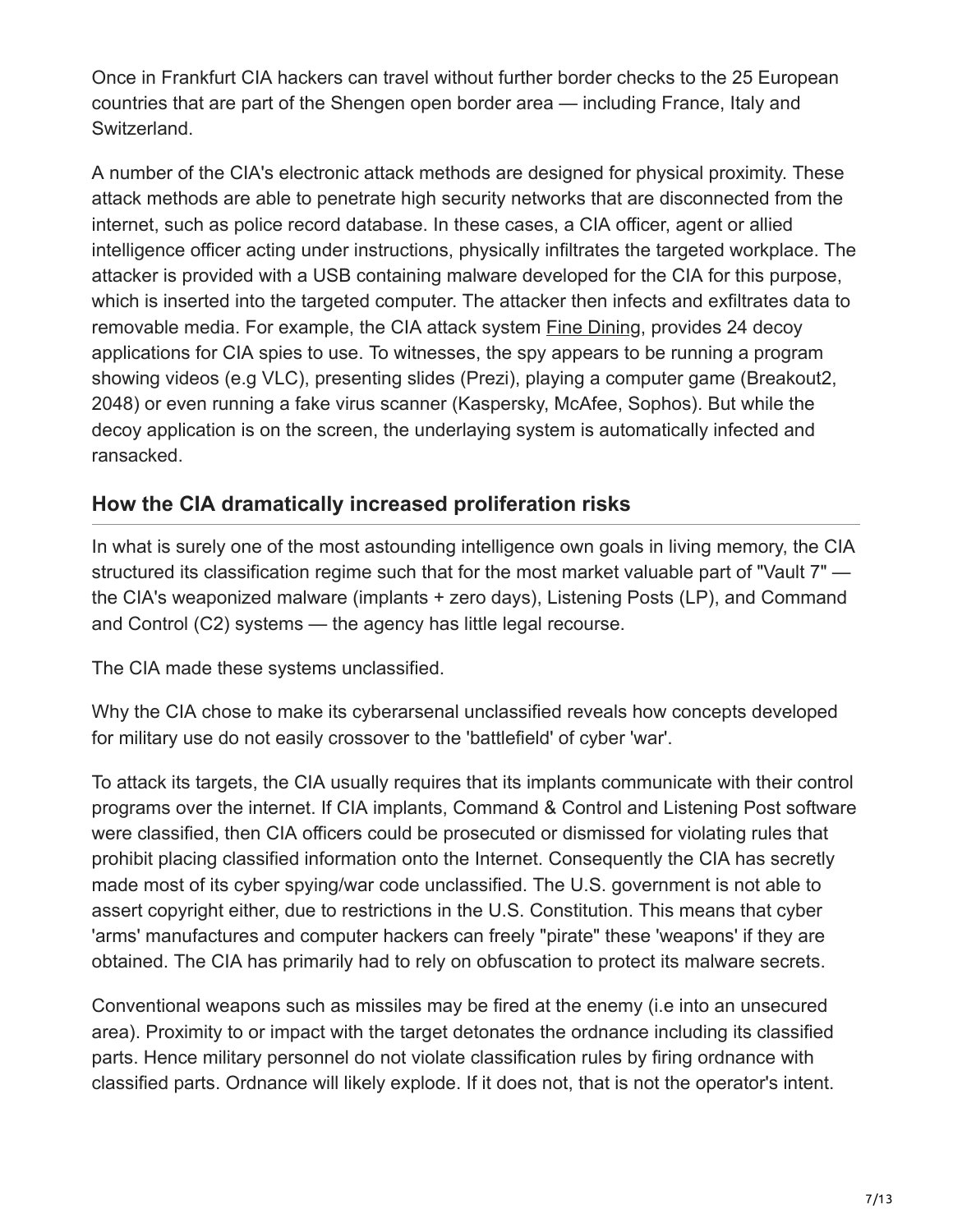Once in Frankfurt CIA hackers can travel without further border checks to the 25 European countries that are part of the Shengen open border area — including France, Italy and Switzerland.

A number of the CIA's electronic attack methods are designed for physical proximity. These attack methods are able to penetrate high security networks that are disconnected from the internet, such as police record database. In these cases, a CIA officer, agent or allied intelligence officer acting under instructions, physically infiltrates the targeted workplace. The attacker is provided with a USB containing malware developed for the CIA for this purpose, which is inserted into the targeted computer. The attacker then infects and exfiltrates data to removable media. For example, the CIA attack system Fine Dining, provides 24 decoy applications for CIA spies to use. To witnesses, the spy appears to be running a program showing videos (e.g VLC), presenting slides (Prezi), playing a computer game (Breakout2, 2048) or even running a fake virus scanner (Kaspersky, McAfee, Sophos). But while the decoy application is on the screen, the underlaying system is automatically infected and ransacked.

## How the CIA dramatically increased proliferation risks

In what is surely one of the most astounding intelligence own goals in living memory, the CIA structured its classification regime such that for the most market valuable part of "Vault 7" — the CIA's weaponized malware (implants + zero days), Listening Posts (LP), and Command and Control (C2) systems — the agency has little legal recourse.

The CIA made these systems unclassified.

Why the CIA chose to make its cyberarsenal unclassified reveals how concepts developed for military use do not easily crossover to the 'battlefield' of cyber 'war'.

To attack its targets, the CIA usually requires that its implants communicate with their control programs over the internet. If CIA implants, Command & Control and Listening Post software were classified, then CIA officers could be prosecuted or dismissed for violating rules that prohibit placing classified information onto the Internet. Consequently the CIA has secretly made most of its cyber spying/war code unclassified. The U.S. government is not able to assert copyright either, due to restrictions in the U.S. Constitution. This means that cyber 'arms' manufactures and computer hackers can freely "pirate" these 'weapons' if they are obtained. The CIA has primarily had to rely on obfuscation to protect its malware secrets.

Conventional weapons such as missiles may be fired at the enemy (i.e into an unsecured area). Proximity to or impact with the target detonates the ordnance including its classified parts. Hence military personnel do not violate classification rules by firing ordnance with classified parts. Ordnance will likely explode. If it does not, that is not the operator's intent.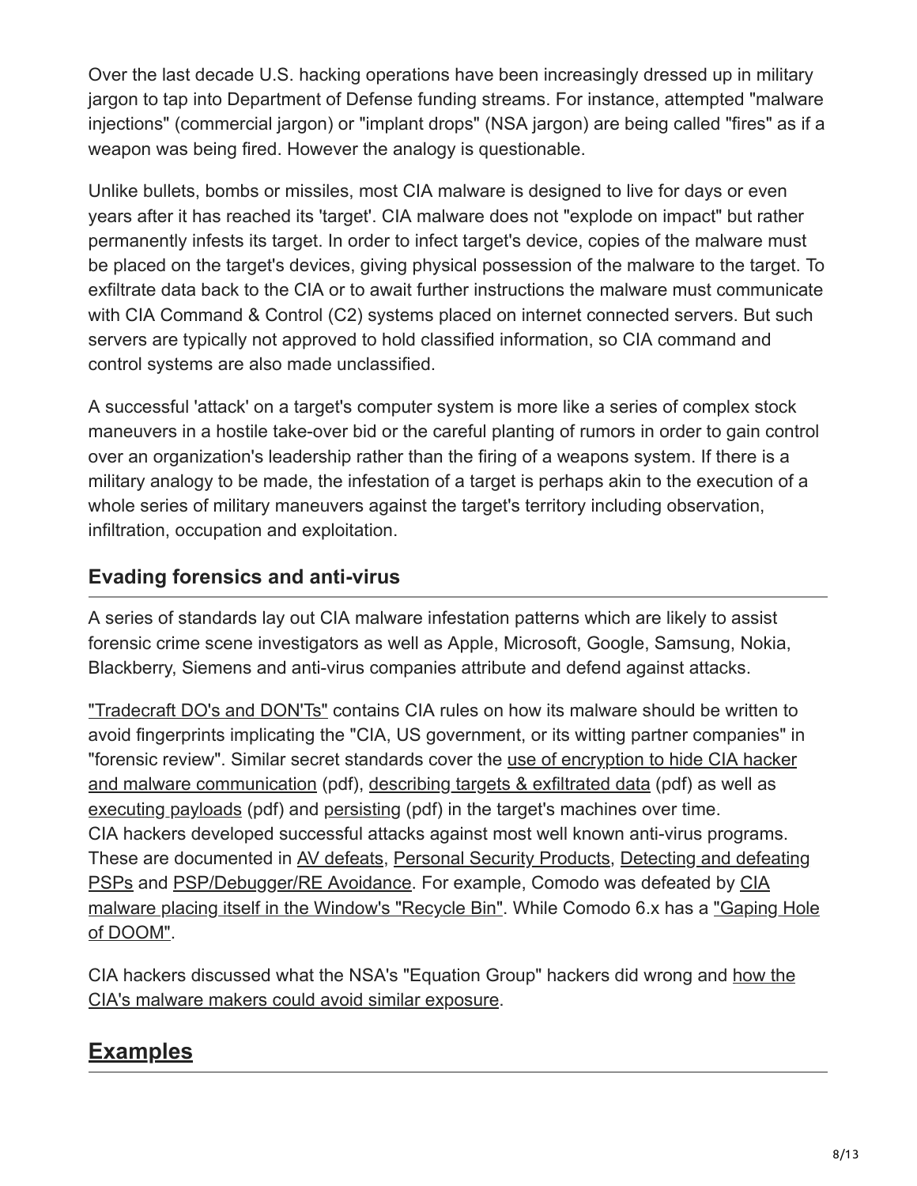Over the last decade U.S. hacking operations have been increasingly dressed up in military jargon to tap into Department of Defense funding streams. For instance, attempted "malware injections" (commercial jargon) or "implant drops" (NSA jargon) are being called "fires" as if a weapon was being fired. However the analogy is questionable.

Unlike bullets, bombs or missiles, most CIA malware is designed to live for days or even years after it has reached its 'target'. CIA malware does not "explode on impact" but rather permanently infests its target. In order to infect target's device, copies of the malware must be placed on the target's devices, giving physical possession of the malware to the target. To exfiltrate data back to the CIA or to await further instructions the malware must communicate with CIA Command & Control (C2) systems placed on internet connected servers. But such servers are typically not approved to hold classified information, so CIA command and control systems are also made unclassified.

A successful 'attack' on a target's computer system is more like a series of complex stock maneuvers in a hostile take-over bid or the careful planting of rumors in order to gain control over an organization's leadership rather than the firing of a weapons system. If there is a military analogy to be made, the infestation of a target is perhaps akin to the execution of a whole series of military maneuvers against the target's territory including observation, infiltration, occupation and exploitation.

## Evading forensics and anti-virus

A series of standards lay out CIA malware infestation patterns which are likely to assist forensic crime scene investigators as well as Apple, Microsoft, Google, Samsung, Nokia, Blackberry, Siemens and anti-virus companies attribute and defend against attacks.

"Tradecraft DO's and DON'Ts" contains CIA rules on how its malware should be written to avoid fingerprints implicating the "CIA, US government, or its witting partner companies" in "forensic review". Similar secret standards cover the use of encryption to hide CIA hacker and malware communication (pdf), describing targets & exfiltrated data (pdf) as well as executing payloads (pdf) and persisting (pdf) in the target's machines over time.
CIA hackers developed successful attacks against most well known anti-virus programs. These are documented in AV defeats, Personal Security Products, Detecting and defeating PSPs and PSP/Debugger/RE Avoidance. For example, Comodo was defeated by CIA malware placing itself in the Window's "Recycle Bin". While Comodo 6.x has a "Gaping Hole of DOOM".

CIA hackers discussed what the NSA's "Equation Group" hackers did wrong and how the CIA's malware makers could avoid similar exposure.

## Examples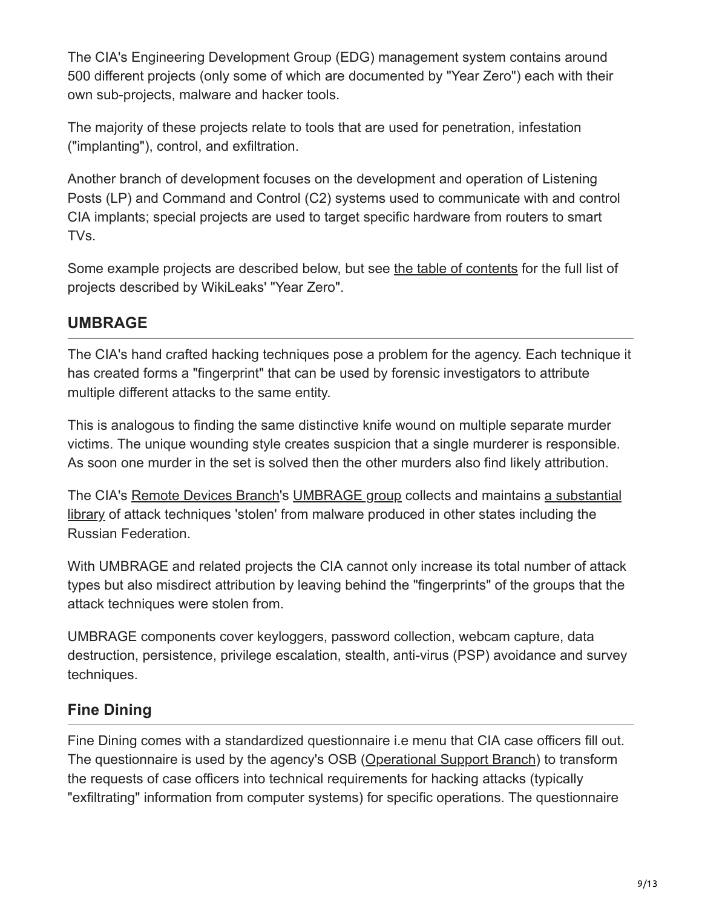The CIA's Engineering Development Group (EDG) management system contains around 500 different projects (only some of which are documented by "Year Zero") each with their own sub-projects, malware and hacker tools.

The majority of these projects relate to tools that are used for penetration, infestation ("implanting"), control, and exfiltration.

Another branch of development focuses on the development and operation of Listening Posts (LP) and Command and Control (C2) systems used to communicate with and control CIA implants; special projects are used to target specific hardware from routers to smart TVs.

Some example projects are described below, but see the table of contents for the full list of projects described by WikiLeaks' "Year Zero".

## UMBRAGE

The CIA's hand crafted hacking techniques pose a problem for the agency. Each technique it has created forms a "fingerprint" that can be used by forensic investigators to attribute multiple different attacks to the same entity.

This is analogous to finding the same distinctive knife wound on multiple separate murder victims. The unique wounding style creates suspicion that a single murderer is responsible. As soon one murder in the set is solved then the other murders also find likely attribution.

The CIA's Remote Devices Branch's UMBRAGE group collects and maintains a substantial library of attack techniques 'stolen' from malware produced in other states including the Russian Federation.

With UMBRAGE and related projects the CIA cannot only increase its total number of attack types but also misdirect attribution by leaving behind the "fingerprints" of the groups that the attack techniques were stolen from.

UMBRAGE components cover keyloggers, password collection, webcam capture, data destruction, persistence, privilege escalation, stealth, anti-virus (PSP) avoidance and survey techniques.

## Fine Dining

Fine Dining comes with a standardized questionnaire i.e menu that CIA case officers fill out. The questionnaire is used by the agency's OSB (Operational Support Branch) to transform the requests of case officers into technical requirements for hacking attacks (typically "exfiltrating" information from computer systems) for specific operations. The questionnaire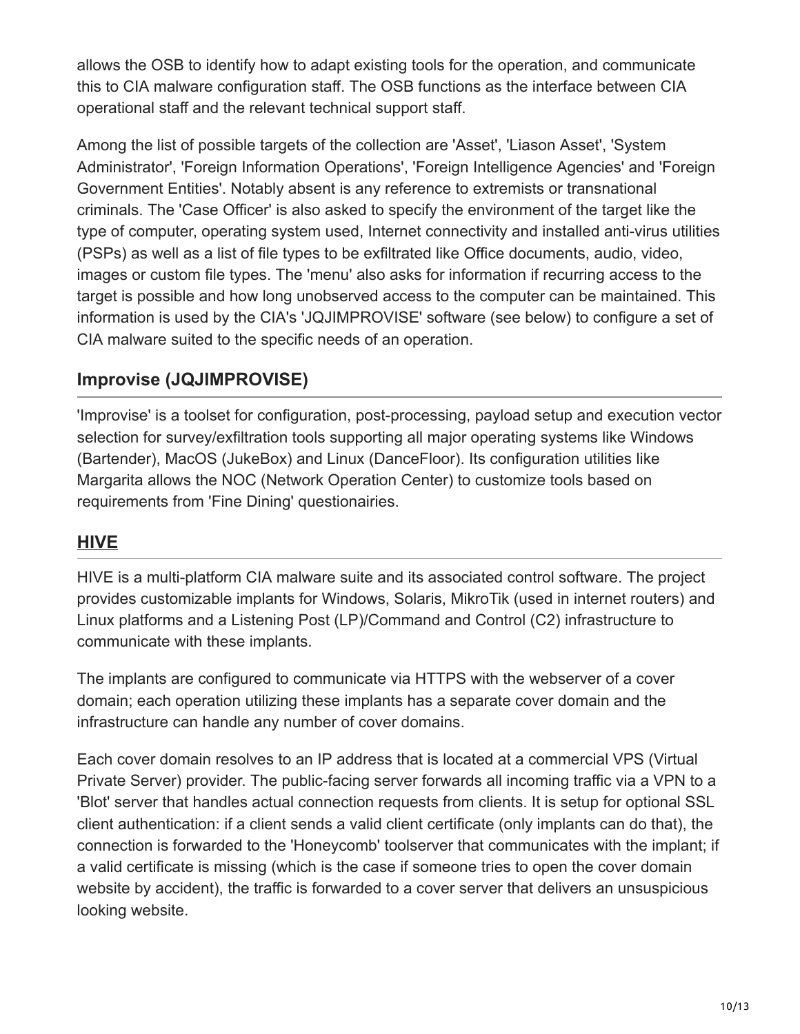allows the OSB to identify how to adapt existing tools for the operation, and communicate this to CIA malware configuration staff. The OSB functions as the interface between CIA operational staff and the relevant technical support staff.

Among the list of possible targets of the collection are 'Asset', 'Liason Asset', 'System Administrator', 'Foreign Information Operations', 'Foreign Intelligence Agencies' and 'Foreign Government Entities'. Notably absent is any reference to extremists or transnational criminals. The 'Case Officer' is also asked to specify the environment of the target like the type of computer, operating system used, Internet connectivity and installed anti-virus utilities (PSPs) as well as a list of file types to be exfiltrated like Office documents, audio, video, images or custom file types. The 'menu' also asks for information if recurring access to the target is possible and how long unobserved access to the computer can be maintained. This information is used by the CIA's 'JQJIMPROVISE' software (see below) to configure a set of CIA malware suited to the specific needs of an operation.

## Improvise (JQJIMPROVISE)

'Improvise' is a toolset for configuration, post-processing, payload setup and execution vector selection for survey/exfiltration tools supporting all major operating systems like Windows (Bartender), MacOS (JukeBox) and Linux (DanceFloor). Its configuration utilities like Margarita allows the NOC (Network Operation Center) to customize tools based on requirements from 'Fine Dining' questionairies.

## HIVE

HIVE is a multi-platform CIA malware suite and its associated control software. The project provides customizable implants for Windows, Solaris, MikroTik (used in internet routers) and Linux platforms and a Listening Post (LP)/Command and Control (C2) infrastructure to communicate with these implants.

The implants are configured to communicate via HTTPS with the webserver of a cover domain; each operation utilizing these implants has a separate cover domain and the infrastructure can handle any number of cover domains.

Each cover domain resolves to an IP address that is located at a commercial VPS (Virtual Private Server) provider. The public-facing server forwards all incoming traffic via a VPN to a 'Blot' server that handles actual connection requests from clients. It is setup for optional SSL client authentication: if a client sends a valid client certificate (only implants can do that), the connection is forwarded to the 'Honeycomb' toolserver that communicates with the implant; if a valid certificate is missing (which is the case if someone tries to open the cover domain website by accident), the traffic is forwarded to a cover server that delivers an unsuspicious looking website.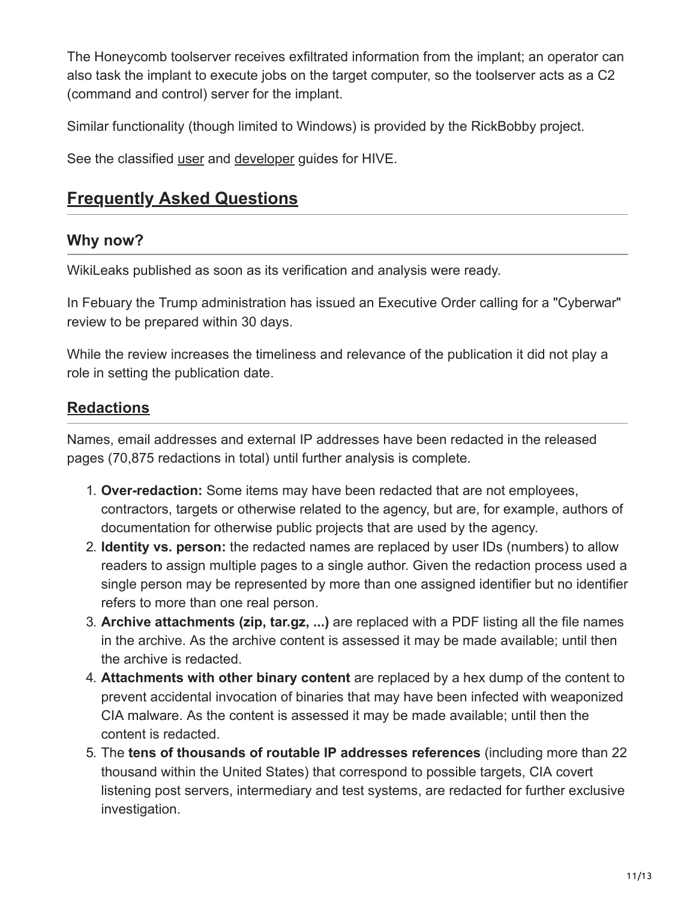The Honeycomb toolserver receives exfiltrated information from the implant; an operator can also task the implant to execute jobs on the target computer, so the toolserver acts as a C2 (command and control) server for the implant.

Similar functionality (though limited to Windows) is provided by the RickBobby project.

See the classified user and developer guides for HIVE.

## Frequently Asked Questions

### Why now?

WikiLeaks published as soon as its verification and analysis were ready.

In Febuary the Trump administration has issued an Executive Order calling for a "Cyberwar" review to be prepared within 30 days.

While the review increases the timeliness and relevance of the publication it did not play a role in setting the publication date.

## Redactions

Names, email addresses and external IP addresses have been redacted in the released pages (70,875 redactions in total) until further analysis is complete.

1. **Over-redaction:** Some items may have been redacted that are not employees, contractors, targets or otherwise related to the agency, but are, for example, authors of documentation for otherwise public projects that are used by the agency.
2. **Identity vs. person:** the redacted names are replaced by user IDs (numbers) to allow readers to assign multiple pages to a single author. Given the redaction process used a single person may be represented by more than one assigned identifier but no identifier refers to more than one real person.
3. **Archive attachments (zip, tar.gz, ...)** are replaced with a PDF listing all the file names in the archive. As the archive content is assessed it may be made available; until then the archive is redacted.
4. **Attachments with other binary content** are replaced by a hex dump of the content to prevent accidental invocation of binaries that may have been infected with weaponized CIA malware. As the content is assessed it may be made available; until then the content is redacted.
5. The **tens of thousands of routable IP addresses references** (including more than 22 thousand within the United States) that correspond to possible targets, CIA covert listening post servers, intermediary and test systems, are redacted for further exclusive investigation.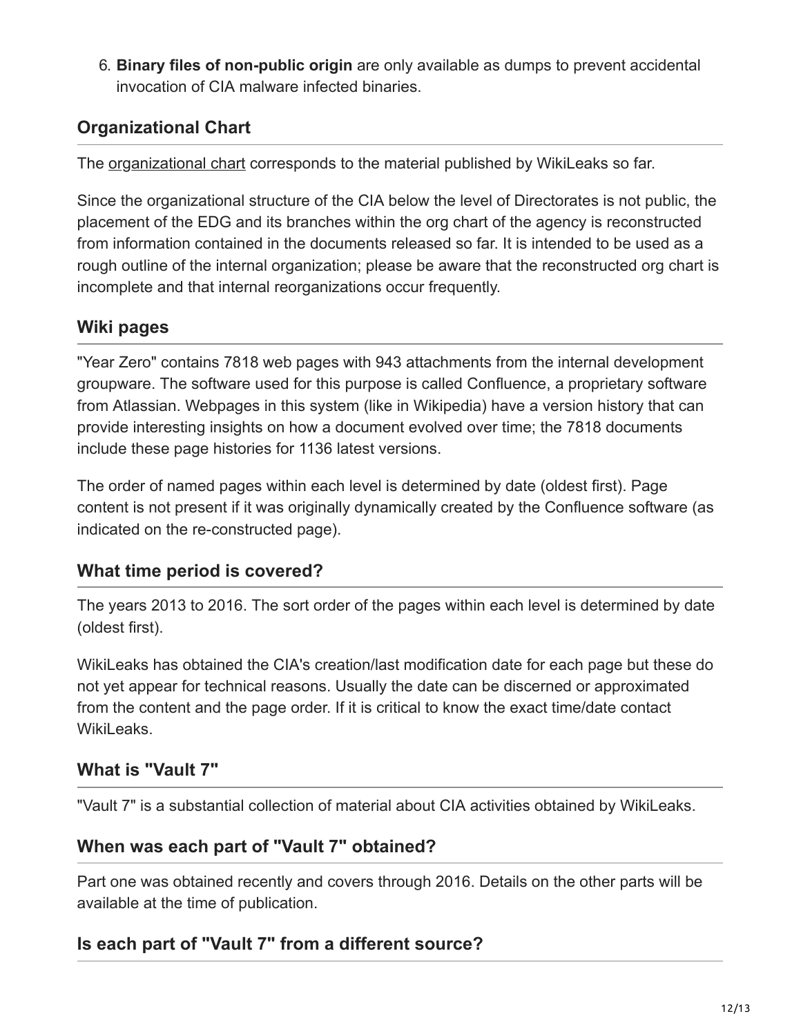6. **Binary files of non-public origin** are only available as dumps to prevent accidental invocation of CIA malware infected binaries.

## Organizational Chart

The organizational chart corresponds to the material published by WikiLeaks so far.

Since the organizational structure of the CIA below the level of Directorates is not public, the placement of the EDG and its branches within the org chart of the agency is reconstructed from information contained in the documents released so far. It is intended to be used as a rough outline of the internal organization; please be aware that the reconstructed org chart is incomplete and that internal reorganizations occur frequently.

## Wiki pages

"Year Zero" contains 7818 web pages with 943 attachments from the internal development groupware. The software used for this purpose is called Confluence, a proprietary software from Atlassian. Webpages in this system (like in Wikipedia) have a version history that can provide interesting insights on how a document evolved over time; the 7818 documents include these page histories for 1136 latest versions.

The order of named pages within each level is determined by date (oldest first). Page content is not present if it was originally dynamically created by the Confluence software (as indicated on the re-constructed page).

## What time period is covered?

The years 2013 to 2016. The sort order of the pages within each level is determined by date (oldest first).

WikiLeaks has obtained the CIA's creation/last modification date for each page but these do not yet appear for technical reasons. Usually the date can be discerned or approximated from the content and the page order. If it is critical to know the exact time/date contact WikiLeaks.

## What is "Vault 7"

"Vault 7" is a substantial collection of material about CIA activities obtained by WikiLeaks.

## When was each part of "Vault 7" obtained?

Part one was obtained recently and covers through 2016. Details on the other parts will be available at the time of publication.

## Is each part of "Vault 7" from a different source?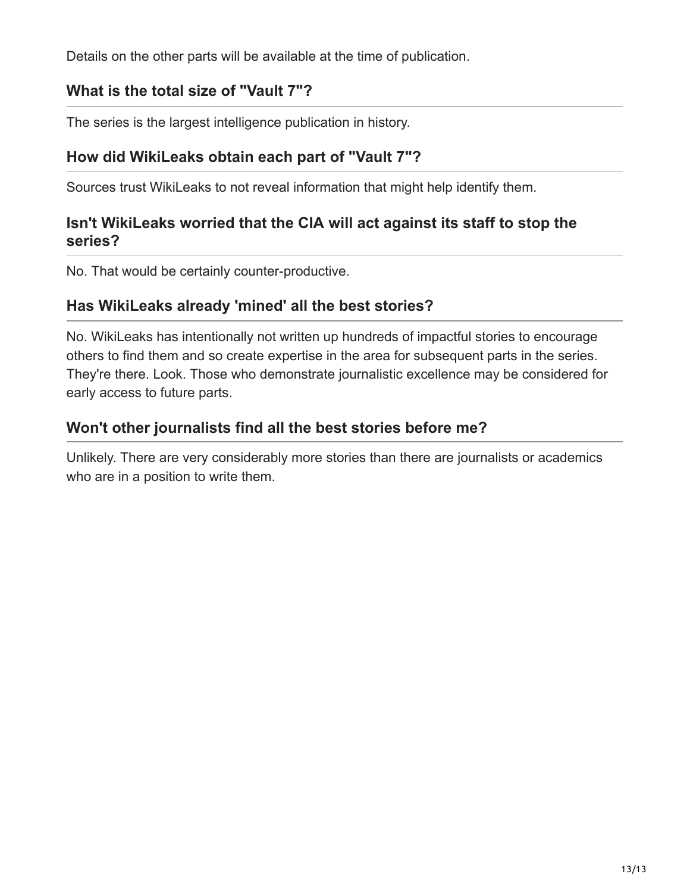Details on the other parts will be available at the time of publication.

### What is the total size of "Vault 7"?

The series is the largest intelligence publication in history.

### How did WikiLeaks obtain each part of "Vault 7"?

Sources trust WikiLeaks to not reveal information that might help identify them.

### Isn't WikiLeaks worried that the CIA will act against its staff to stop the series?

No. That would be certainly counter-productive.

### Has WikiLeaks already 'mined' all the best stories?

No. WikiLeaks has intentionally not written up hundreds of impactful stories to encourage others to find them and so create expertise in the area for subsequent parts in the series. They're there. Look. Those who demonstrate journalistic excellence may be considered for early access to future parts.

### Won't other journalists find all the best stories before me?

Unlikely. There are very considerably more stories than there are journalists or academics who are in a position to write them.